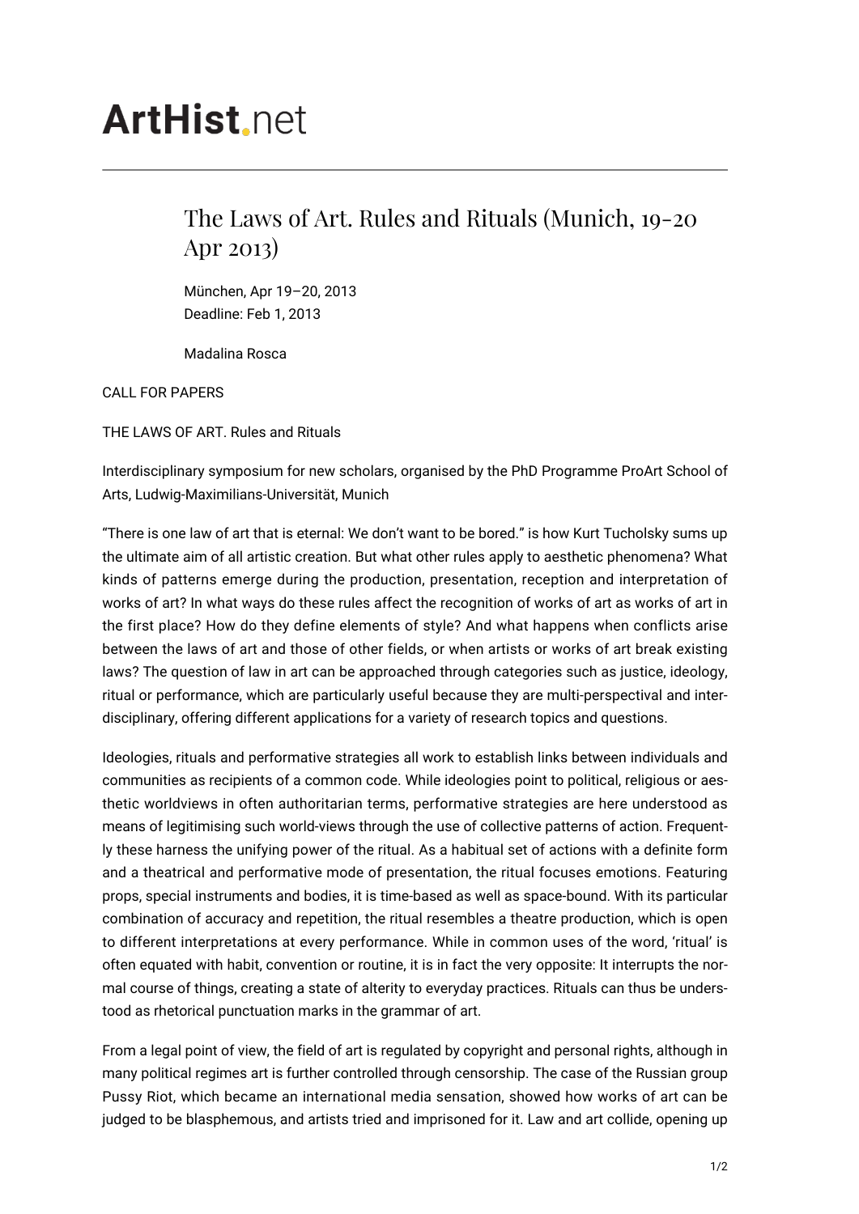# ArtHist.net

## The Laws of Art. Rules and Rituals (Munich, 19-20 Apr 2013)

München, Apr 19–20, 2013
Deadline: Feb 1, 2013

Madalina Rosca

CALL FOR PAPERS

THE LAWS OF ART. Rules and Rituals

Interdisciplinary symposium for new scholars, organised by the PhD Programme ProArt School of Arts, Ludwig-Maximilians-Universität, Munich

"There is one law of art that is eternal: We don't want to be bored." is how Kurt Tucholsky sums up the ultimate aim of all artistic creation. But what other rules apply to aesthetic phenomena? What kinds of patterns emerge during the production, presentation, reception and interpretation of works of art? In what ways do these rules affect the recognition of works of art as works of art in the first place? How do they define elements of style? And what happens when conflicts arise between the laws of art and those of other fields, or when artists or works of art break existing laws? The question of law in art can be approached through categories such as justice, ideology, ritual or performance, which are particularly useful because they are multi-perspectival and interdisciplinary, offering different applications for a variety of research topics and questions.

Ideologies, rituals and performative strategies all work to establish links between individuals and communities as recipients of a common code. While ideologies point to political, religious or aesthetic worldviews in often authoritarian terms, performative strategies are here understood as means of legitimising such world-views through the use of collective patterns of action. Frequently these harness the unifying power of the ritual. As a habitual set of actions with a definite form and a theatrical and performative mode of presentation, the ritual focuses emotions. Featuring props, special instruments and bodies, it is time-based as well as space-bound. With its particular combination of accuracy and repetition, the ritual resembles a theatre production, which is open to different interpretations at every performance. While in common uses of the word, 'ritual' is often equated with habit, convention or routine, it is in fact the very opposite: It interrupts the normal course of things, creating a state of alterity to everyday practices. Rituals can thus be understood as rhetorical punctuation marks in the grammar of art.

From a legal point of view, the field of art is regulated by copyright and personal rights, although in many political regimes art is further controlled through censorship. The case of the Russian group Pussy Riot, which became an international media sensation, showed how works of art can be judged to be blasphemous, and artists tried and imprisoned for it. Law and art collide, opening up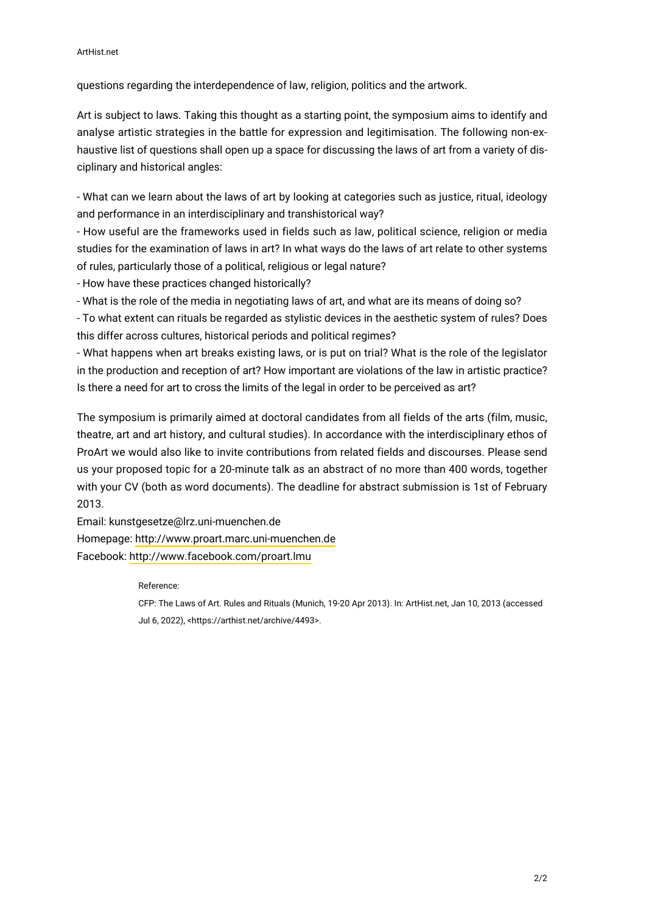questions regarding the interdependence of law, religion, politics and the artwork.

Art is subject to laws. Taking this thought as a starting point, the symposium aims to identify and analyse artistic strategies in the battle for expression and legitimisation. The following non-exhaustive list of questions shall open up a space for discussing the laws of art from a variety of disciplinary and historical angles:

- What can we learn about the laws of art by looking at categories such as justice, ritual, ideology and performance in an interdisciplinary and transhistorical way?
- How useful are the frameworks used in fields such as law, political science, religion or media studies for the examination of laws in art? In what ways do the laws of art relate to other systems of rules, particularly those of a political, religious or legal nature?
- How have these practices changed historically?
- What is the role of the media in negotiating laws of art, and what are its means of doing so?
- To what extent can rituals be regarded as stylistic devices in the aesthetic system of rules? Does this differ across cultures, historical periods and political regimes?
- What happens when art breaks existing laws, or is put on trial? What is the role of the legislator in the production and reception of art? How important are violations of the law in artistic practice? Is there a need for art to cross the limits of the legal in order to be perceived as art?

The symposium is primarily aimed at doctoral candidates from all fields of the arts (film, music, theatre, art and art history, and cultural studies). In accordance with the interdisciplinary ethos of ProArt we would also like to invite contributions from related fields and discourses. Please send us your proposed topic for a 20-minute talk as an abstract of no more than 400 words, together with your CV (both as word documents). The deadline for abstract submission is 1st of February 2013.

Email: kunstgesetze@lrz.uni-muenchen.de
Homepage: http://www.proart.marc.uni-muenchen.de
Facebook: http://www.facebook.com/proart.lmu

Reference:

CFP: The Laws of Art. Rules and Rituals (Munich, 19-20 Apr 2013). In: ArtHist.net, Jan 10, 2013 (accessed Jul 6, 2022), <https://arthist.net/archive/4493>.